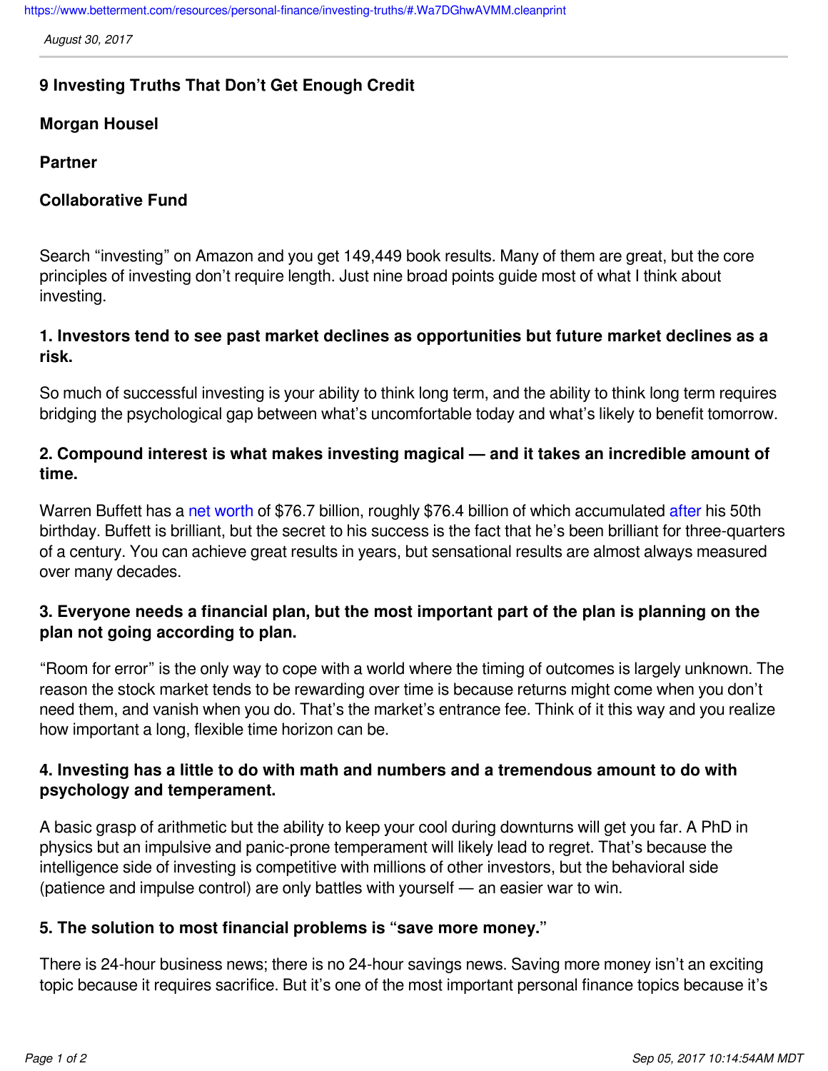*August 30, 2017*

# 9 Investing Truths That Don't Get Enough Credit

**Morgan Housel**

**Partner**

**Collaborative Fund**

Search "investing" on Amazon and you get 149,449 book results. Many of them are great, but the core principles of investing don't require length. Just nine broad points guide most of what I think about investing.

### 1. Investors tend to see past market declines as opportunities but future market declines as a risk.

So much of successful investing is your ability to think long term, and the ability to think long term requires bridging the psychological gap between what's uncomfortable today and what's likely to benefit tomorrow.

### 2. Compound interest is what makes investing magical — and it takes an incredible amount of time.

Warren Buffett has a net worth of $76.7 billion, roughly $76.4 billion of which accumulated after his 50th birthday. Buffett is brilliant, but the secret to his success is the fact that he's been brilliant for three-quarters of a century. You can achieve great results in years, but sensational results are almost always measured over many decades.

### 3. Everyone needs a financial plan, but the most important part of the plan is planning on the plan not going according to plan.

"Room for error" is the only way to cope with a world where the timing of outcomes is largely unknown. The reason the stock market tends to be rewarding over time is because returns might come when you don't need them, and vanish when you do. That's the market's entrance fee. Think of it this way and you realize how important a long, flexible time horizon can be.

### 4. Investing has a little to do with math and numbers and a tremendous amount to do with psychology and temperament.

A basic grasp of arithmetic but the ability to keep your cool during downturns will get you far. A PhD in physics but an impulsive and panic-prone temperament will likely lead to regret. That's because the intelligence side of investing is competitive with millions of other investors, but the behavioral side (patience and impulse control) are only battles with yourself — an easier war to win.

### 5. The solution to most financial problems is "save more money."

There is 24-hour business news; there is no 24-hour savings news. Saving more money isn't an exciting topic because it requires sacrifice. But it's one of the most important personal finance topics because it's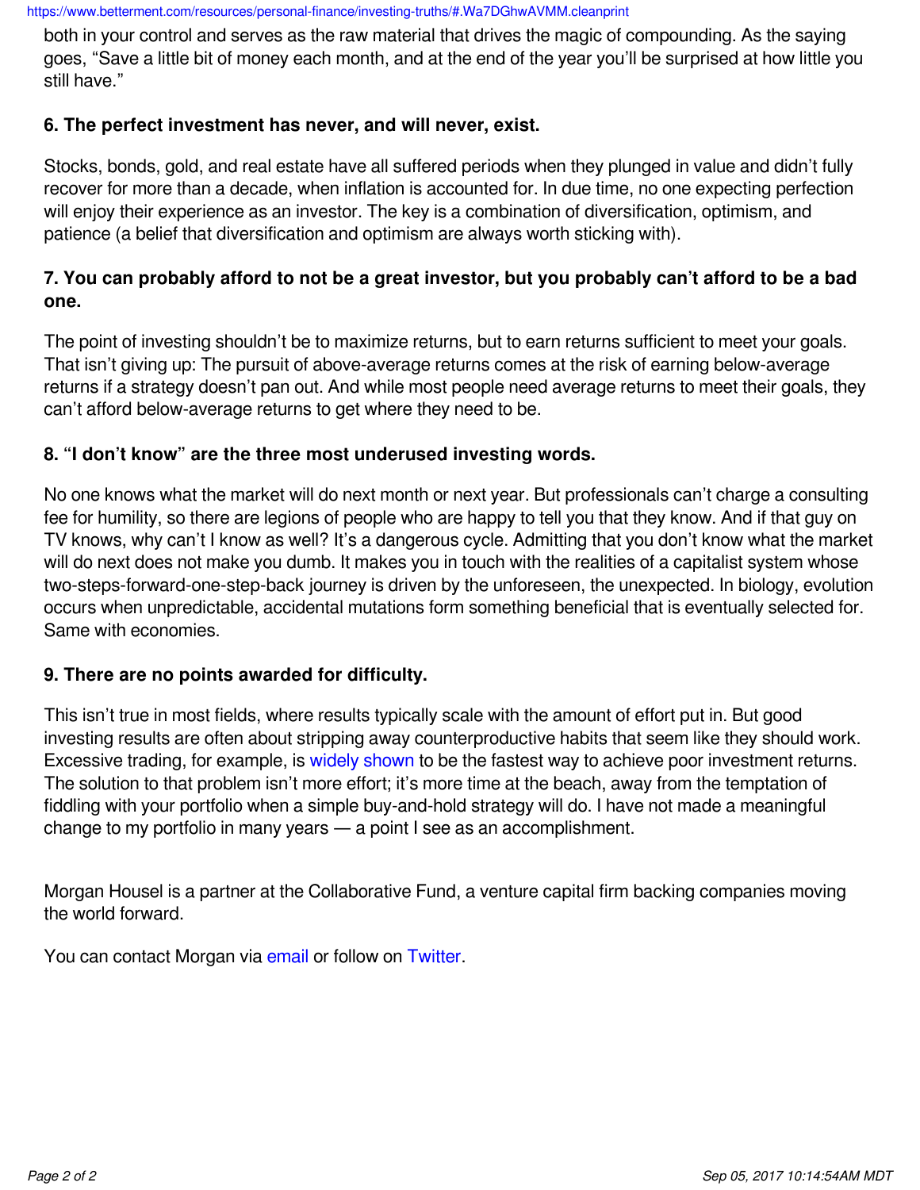both in your control and serves as the raw material that drives the magic of compounding. As the saying goes, "Save a little bit of money each month, and at the end of the year you'll be surprised at how little you still have."

### 6. The perfect investment has never, and will never, exist.

Stocks, bonds, gold, and real estate have all suffered periods when they plunged in value and didn't fully recover for more than a decade, when inflation is accounted for. In due time, no one expecting perfection will enjoy their experience as an investor. The key is a combination of diversification, optimism, and patience (a belief that diversification and optimism are always worth sticking with).

### 7. You can probably afford to not be a great investor, but you probably can't afford to be a bad one.

The point of investing shouldn't be to maximize returns, but to earn returns sufficient to meet your goals. That isn't giving up: The pursuit of above-average returns comes at the risk of earning below-average returns if a strategy doesn't pan out. And while most people need average returns to meet their goals, they can't afford below-average returns to get where they need to be.

### 8. "I don't know" are the three most underused investing words.

No one knows what the market will do next month or next year. But professionals can't charge a consulting fee for humility, so there are legions of people who are happy to tell you that they know. And if that guy on TV knows, why can't I know as well? It's a dangerous cycle. Admitting that you don't know what the market will do next does not make you dumb. It makes you in touch with the realities of a capitalist system whose two-steps-forward-one-step-back journey is driven by the unforeseen, the unexpected. In biology, evolution occurs when unpredictable, accidental mutations form something beneficial that is eventually selected for. Same with economies.

### 9. There are no points awarded for difficulty.

This isn't true in most fields, where results typically scale with the amount of effort put in. But good investing results are often about stripping away counterproductive habits that seem like they should work. Excessive trading, for example, is widely shown to be the fastest way to achieve poor investment returns. The solution to that problem isn't more effort; it's more time at the beach, away from the temptation of fiddling with your portfolio when a simple buy-and-hold strategy will do. I have not made a meaningful change to my portfolio in many years — a point I see as an accomplishment.

Morgan Housel is a partner at the Collaborative Fund, a venture capital firm backing companies moving the world forward.

You can contact Morgan via email or follow on Twitter.